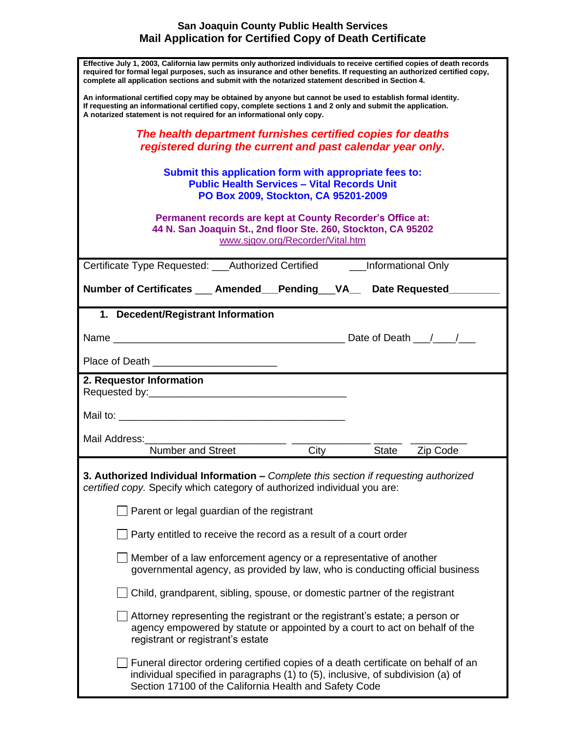# San Joaquin County Public Health Services
## Mail Application for Certified Copy of Death Certificate

**Effective July 1, 2003, California law permits only authorized individuals to receive certified copies of death records required for formal legal purposes, such as insurance and other benefits. If requesting an authorized certified copy, complete all application sections and submit with the notarized statement described in Section 4.**

**An informational certified copy may be obtained by anyone but cannot be used to establish formal identity. If requesting an informational certified copy, complete sections 1 and 2 only and submit the application. A notarized statement is not required for an informational only copy.**

***The health department furnishes certified copies for deaths registered during the current and past calendar year only.***

**Submit this application form with appropriate fees to:**
**Public Health Services – Vital Records Unit**
**PO Box 2009, Stockton, CA 95201-2009**

**Permanent records are kept at County Recorder's Office at:**
**44 N. San Joaquin St., 2nd floor Ste. 260, Stockton, CA 95202**
www.sjgov.org/Recorder/Vital.htm

Certificate Type Requested: ___Authorized Certified ___Informational Only

**Number of Certificates ___ Amended___Pending___VA__ Date Requested________**

### 1. Decedent/Registrant Information

Name ________________________________________ Date of Death ___/____/___

Place of Death ______________________

### 2. Requestor Information

Requested by:___________________________________

Mail to: __________________________________________

Mail Address:________________________ ______________ _____ __________
Number and Street City State Zip Code

### 3. Authorized Individual Information – *Complete this section if requesting authorized certified copy.* Specify which category of authorized individual you are:

- ☐ Parent or legal guardian of the registrant
- ☐ Party entitled to receive the record as a result of a court order
- ☐ Member of a law enforcement agency or a representative of another governmental agency, as provided by law, who is conducting official business
- ☐ Child, grandparent, sibling, spouse, or domestic partner of the registrant
- ☐ Attorney representing the registrant or the registrant's estate; a person or agency empowered by statute or appointed by a court to act on behalf of the registrant or registrant's estate
- ☐ Funeral director ordering certified copies of a death certificate on behalf of an individual specified in paragraphs (1) to (5), inclusive, of subdivision (a) of Section 17100 of the California Health and Safety Code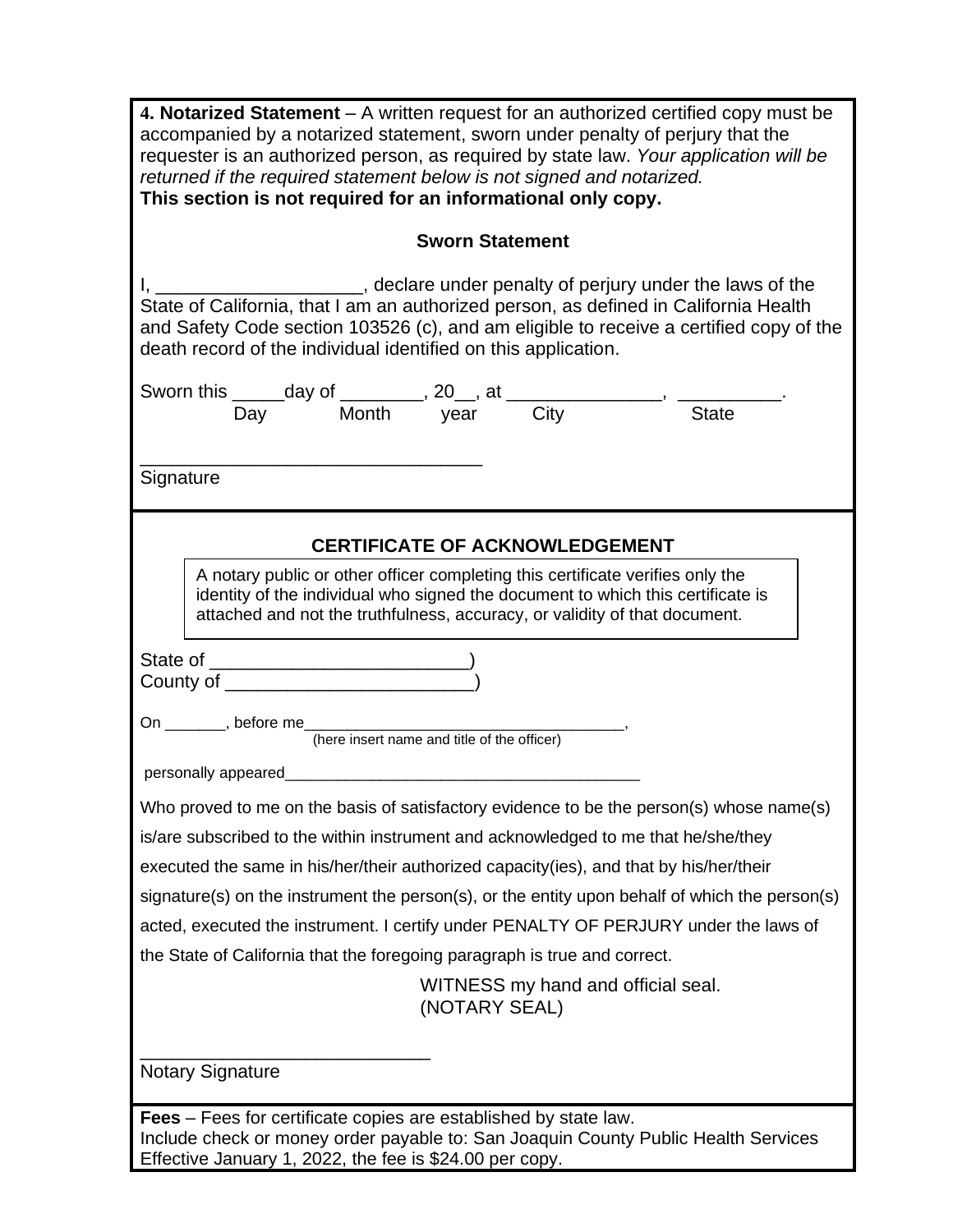**4. Notarized Statement** – A written request for an authorized certified copy must be accompanied by a notarized statement, sworn under penalty of perjury that the requester is an authorized person, as required by state law. *Your application will be returned if the required statement below is not signed and notarized.*
**This section is not required for an informational only copy.**

**Sworn Statement**

I, ____________________, declare under penalty of perjury under the laws of the State of California, that I am an authorized person, as defined in California Health and Safety Code section 103526 (c), and am eligible to receive a certified copy of the death record of the individual identified on this application.

Sworn this _____day of ________, 20__, at _______________, __________.
Day Month year City State

________________________________
Signature

**CERTIFICATE OF ACKNOWLEDGEMENT**

A notary public or other officer completing this certificate verifies only the identity of the individual who signed the document to which this certificate is attached and not the truthfulness, accuracy, or validity of that document.

State of _________________________)
County of ________________________)

On _______, before me____________________________________,
(here insert name and title of the officer)

personally appeared_________________________________________

Who proved to me on the basis of satisfactory evidence to be the person(s) whose name(s) is/are subscribed to the within instrument and acknowledged to me that he/she/they executed the same in his/her/their authorized capacity(ies), and that by his/her/their signature(s) on the instrument the person(s), or the entity upon behalf of which the person(s) acted, executed the instrument. I certify under PENALTY OF PERJURY under the laws of the State of California that the foregoing paragraph is true and correct.

WITNESS my hand and official seal.
(NOTARY SEAL)

____________________________
Notary Signature

**Fees** – Fees for certificate copies are established by state law.
Include check or money order payable to: San Joaquin County Public Health Services
Effective January 1, 2022, the fee is $24.00 per copy.